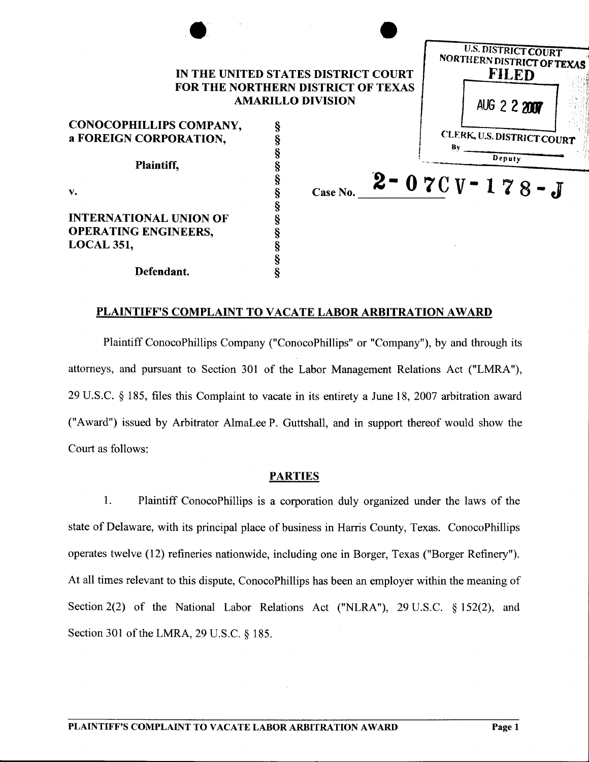IN THE UNITED STATES DISTRICT COURT
FOR THE NORTHERN DISTRICT OF TEXAS
AMARILLO DIVISION

U.S. DISTRICT COURT
NORTHERN DISTRICT OF TEXAS
FILED
AUG 22 2007
CLERK, U.S. DISTRICT COURT
By ________
Deputy

| | | |
|---|---|---|
| CONOCOPHILLIPS COMPANY, a FOREIGN CORPORATION, | § | |
| Plaintiff, | § | |
| v. | § | Case No. 2-07CV-178-J |
| INTERNATIONAL UNION OF OPERATING ENGINEERS, LOCAL 351, | § | |
| Defendant. | § | |

## PLAINTIFF'S COMPLAINT TO VACATE LABOR ARBITRATION AWARD

Plaintiff ConocoPhillips Company ("ConocoPhillips" or "Company"), by and through its attorneys, and pursuant to Section 301 of the Labor Management Relations Act ("LMRA"), 29 U.S.C. § 185, files this Complaint to vacate in its entirety a June 18, 2007 arbitration award ("Award") issued by Arbitrator AlmaLee P. Guttshall, and in support thereof would show the Court as follows:

## PARTIES

1. Plaintiff ConocoPhillips is a corporation duly organized under the laws of the state of Delaware, with its principal place of business in Harris County, Texas. ConocoPhillips operates twelve (12) refineries nationwide, including one in Borger, Texas ("Borger Refinery"). At all times relevant to this dispute, ConocoPhillips has been an employer within the meaning of Section 2(2) of the National Labor Relations Act ("NLRA"), 29 U.S.C. § 152(2), and Section 301 of the LMRA, 29 U.S.C. § 185.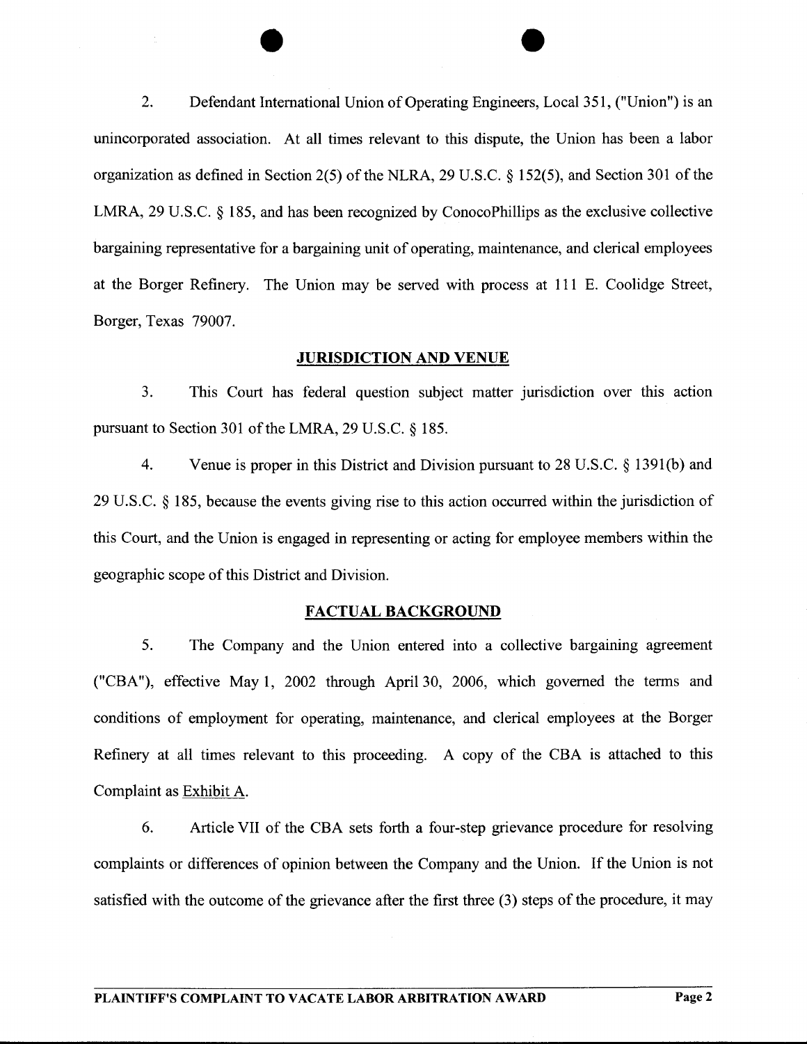2. Defendant International Union of Operating Engineers, Local 351, ("Union") is an unincorporated association. At all times relevant to this dispute, the Union has been a labor organization as defined in Section 2(5) of the NLRA, 29 U.S.C. § 152(5), and Section 301 of the LMRA, 29 U.S.C. § 185, and has been recognized by ConocoPhillips as the exclusive collective bargaining representative for a bargaining unit of operating, maintenance, and clerical employees at the Borger Refinery. The Union may be served with process at 111 E. Coolidge Street, Borger, Texas 79007.

## JURISDICTION AND VENUE

3. This Court has federal question subject matter jurisdiction over this action pursuant to Section 301 of the LMRA, 29 U.S.C. § 185.

4. Venue is proper in this District and Division pursuant to 28 U.S.C. § 1391(b) and 29 U.S.C. § 185, because the events giving rise to this action occurred within the jurisdiction of this Court, and the Union is engaged in representing or acting for employee members within the geographic scope of this District and Division.

## FACTUAL BACKGROUND

5. The Company and the Union entered into a collective bargaining agreement ("CBA"), effective May 1, 2002 through April 30, 2006, which governed the terms and conditions of employment for operating, maintenance, and clerical employees at the Borger Refinery at all times relevant to this proceeding. A copy of the CBA is attached to this Complaint as Exhibit A.

6. Article VII of the CBA sets forth a four-step grievance procedure for resolving complaints or differences of opinion between the Company and the Union. If the Union is not satisfied with the outcome of the grievance after the first three (3) steps of the procedure, it may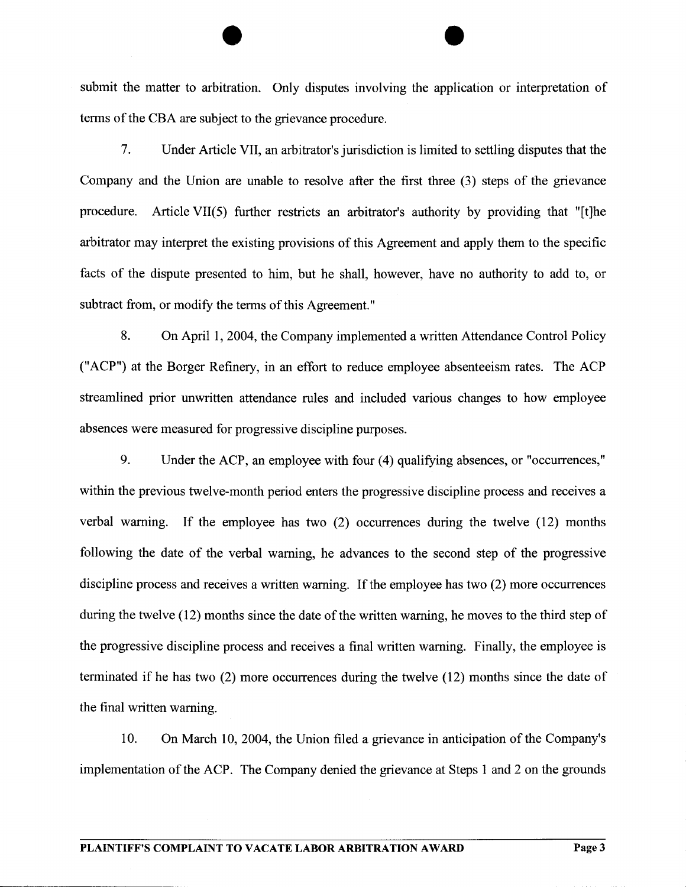submit the matter to arbitration. Only disputes involving the application or interpretation of terms of the CBA are subject to the grievance procedure.

7. Under Article VII, an arbitrator's jurisdiction is limited to settling disputes that the Company and the Union are unable to resolve after the first three (3) steps of the grievance procedure. Article VII(5) further restricts an arbitrator's authority by providing that "[t]he arbitrator may interpret the existing provisions of this Agreement and apply them to the specific facts of the dispute presented to him, but he shall, however, have no authority to add to, or subtract from, or modify the terms of this Agreement."

8. On April 1, 2004, the Company implemented a written Attendance Control Policy ("ACP") at the Borger Refinery, in an effort to reduce employee absenteeism rates. The ACP streamlined prior unwritten attendance rules and included various changes to how employee absences were measured for progressive discipline purposes.

9. Under the ACP, an employee with four (4) qualifying absences, or "occurrences," within the previous twelve-month period enters the progressive discipline process and receives a verbal warning. If the employee has two (2) occurrences during the twelve (12) months following the date of the verbal warning, he advances to the second step of the progressive discipline process and receives a written warning. If the employee has two (2) more occurrences during the twelve (12) months since the date of the written warning, he moves to the third step of the progressive discipline process and receives a final written warning. Finally, the employee is terminated if he has two (2) more occurrences during the twelve (12) months since the date of the final written warning.

10. On March 10, 2004, the Union filed a grievance in anticipation of the Company's implementation of the ACP. The Company denied the grievance at Steps 1 and 2 on the grounds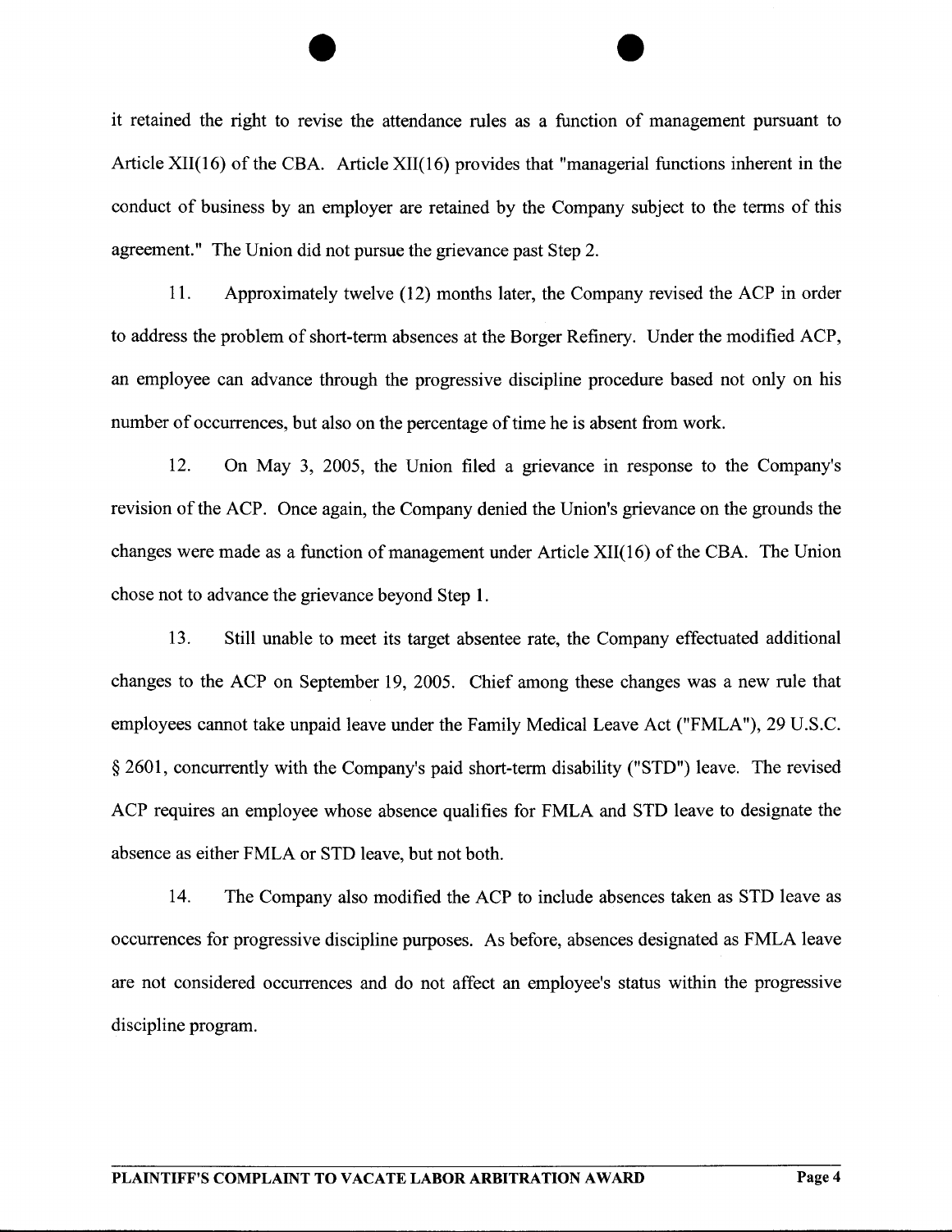it retained the right to revise the attendance rules as a function of management pursuant to Article XII(16) of the CBA. Article XII(16) provides that "managerial functions inherent in the conduct of business by an employer are retained by the Company subject to the terms of this agreement." The Union did not pursue the grievance past Step 2.

11. Approximately twelve (12) months later, the Company revised the ACP in order to address the problem of short-term absences at the Borger Refinery. Under the modified ACP, an employee can advance through the progressive discipline procedure based not only on his number of occurrences, but also on the percentage of time he is absent from work.

12. On May 3, 2005, the Union filed a grievance in response to the Company's revision of the ACP. Once again, the Company denied the Union's grievance on the grounds the changes were made as a function of management under Article XII(16) of the CBA. The Union chose not to advance the grievance beyond Step 1.

13. Still unable to meet its target absentee rate, the Company effectuated additional changes to the ACP on September 19, 2005. Chief among these changes was a new rule that employees cannot take unpaid leave under the Family Medical Leave Act ("FMLA"), 29 U.S.C. § 2601, concurrently with the Company's paid short-term disability ("STD") leave. The revised ACP requires an employee whose absence qualifies for FMLA and STD leave to designate the absence as either FMLA or STD leave, but not both.

14. The Company also modified the ACP to include absences taken as STD leave as occurrences for progressive discipline purposes. As before, absences designated as FMLA leave are not considered occurrences and do not affect an employee's status within the progressive discipline program.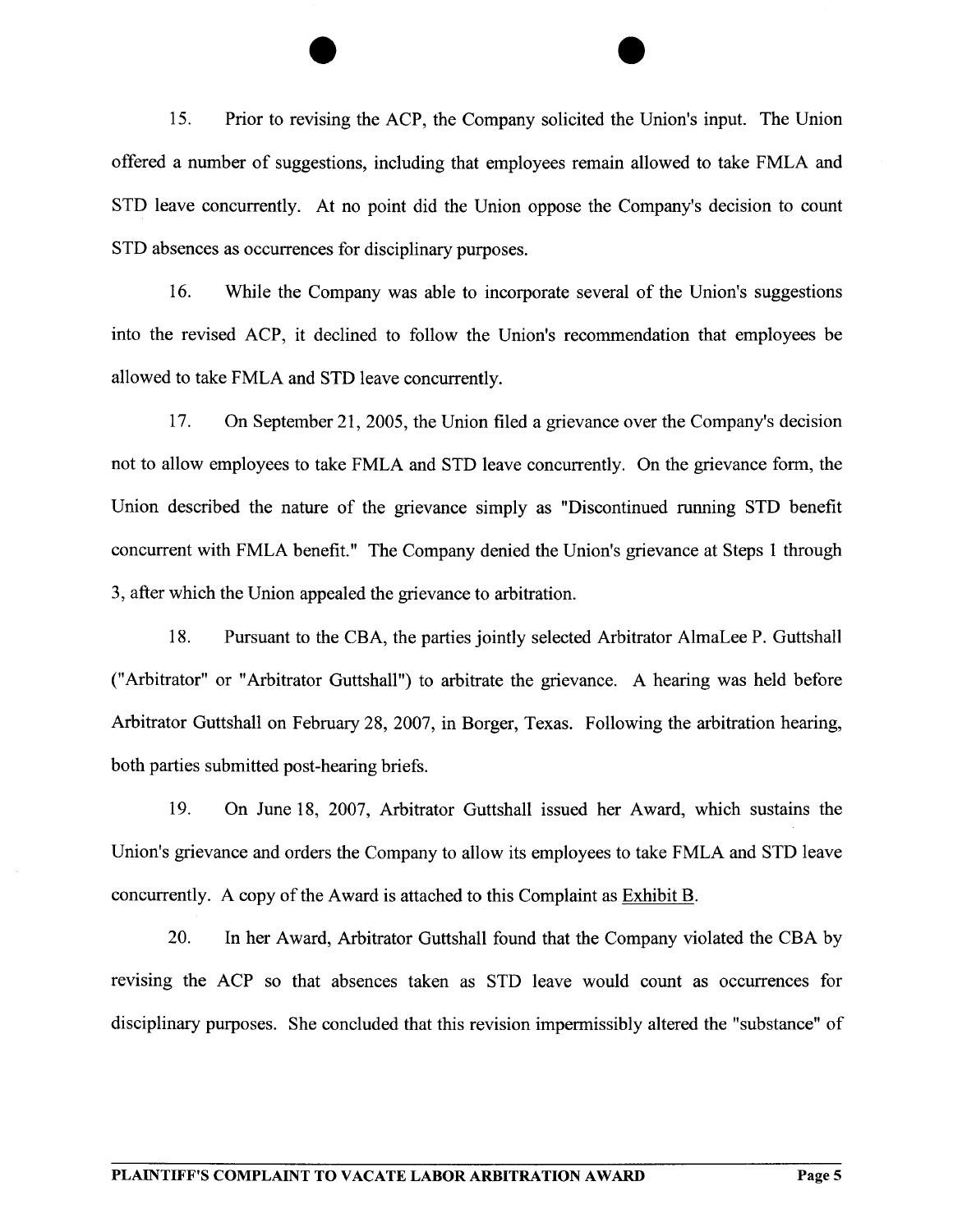15. Prior to revising the ACP, the Company solicited the Union's input. The Union offered a number of suggestions, including that employees remain allowed to take FMLA and STD leave concurrently. At no point did the Union oppose the Company's decision to count STD absences as occurrences for disciplinary purposes.

16. While the Company was able to incorporate several of the Union's suggestions into the revised ACP, it declined to follow the Union's recommendation that employees be allowed to take FMLA and STD leave concurrently.

17. On September 21, 2005, the Union filed a grievance over the Company's decision not to allow employees to take FMLA and STD leave concurrently. On the grievance form, the Union described the nature of the grievance simply as "Discontinued running STD benefit concurrent with FMLA benefit." The Company denied the Union's grievance at Steps 1 through 3, after which the Union appealed the grievance to arbitration.

18. Pursuant to the CBA, the parties jointly selected Arbitrator AlmaLee P. Guttshall ("Arbitrator" or "Arbitrator Guttshall") to arbitrate the grievance. A hearing was held before Arbitrator Guttshall on February 28, 2007, in Borger, Texas. Following the arbitration hearing, both parties submitted post-hearing briefs.

19. On June 18, 2007, Arbitrator Guttshall issued her Award, which sustains the Union's grievance and orders the Company to allow its employees to take FMLA and STD leave concurrently. A copy of the Award is attached to this Complaint as Exhibit B.

20. In her Award, Arbitrator Guttshall found that the Company violated the CBA by revising the ACP so that absences taken as STD leave would count as occurrences for disciplinary purposes. She concluded that this revision impermissibly altered the "substance" of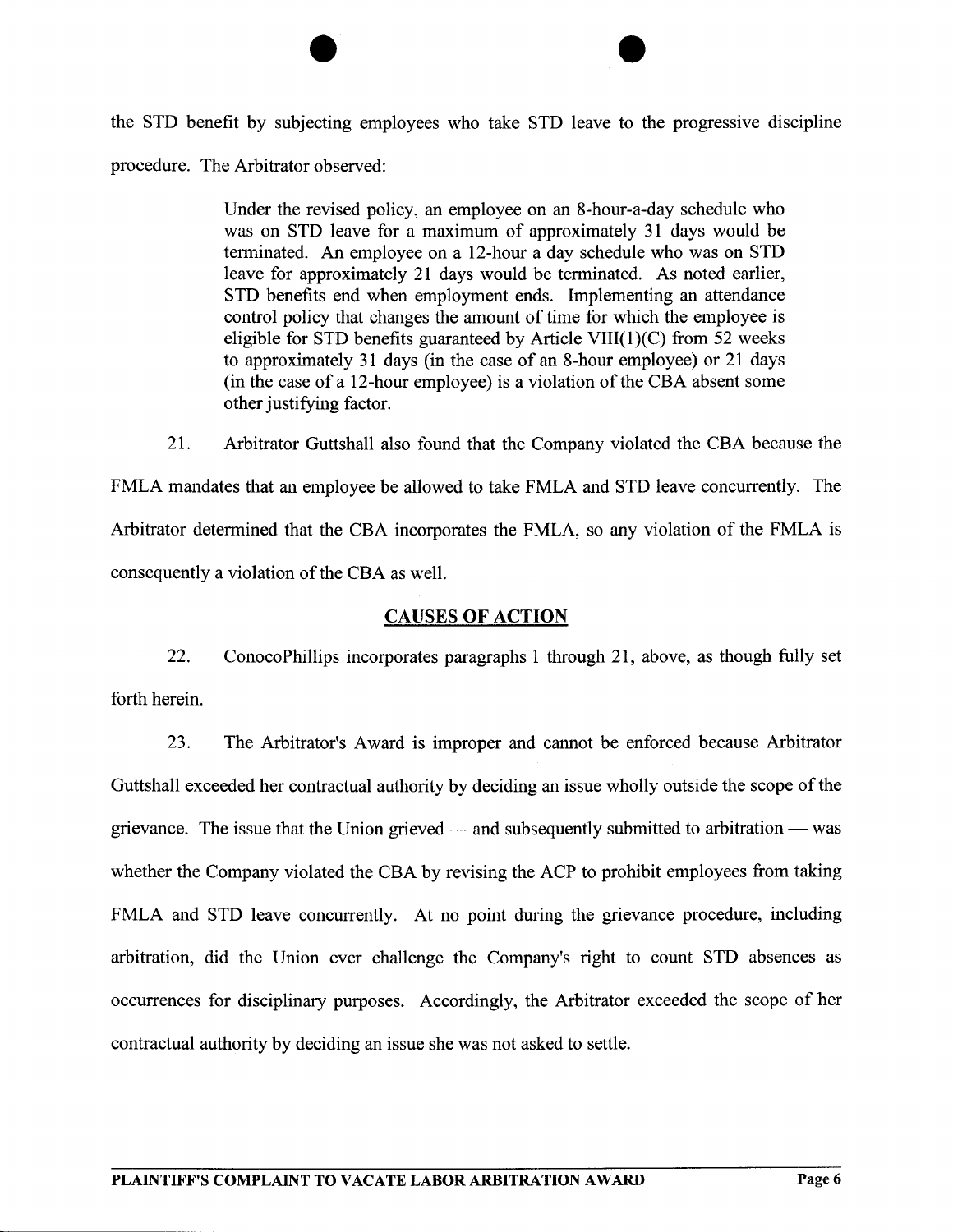the STD benefit by subjecting employees who take STD leave to the progressive discipline procedure. The Arbitrator observed:

> Under the revised policy, an employee on an 8-hour-a-day schedule who was on STD leave for a maximum of approximately 31 days would be terminated. An employee on a 12-hour a day schedule who was on STD leave for approximately 21 days would be terminated. As noted earlier, STD benefits end when employment ends. Implementing an attendance control policy that changes the amount of time for which the employee is eligible for STD benefits guaranteed by Article VIII(1)(C) from 52 weeks to approximately 31 days (in the case of an 8-hour employee) or 21 days (in the case of a 12-hour employee) is a violation of the CBA absent some other justifying factor.

21. Arbitrator Guttshall also found that the Company violated the CBA because the FMLA mandates that an employee be allowed to take FMLA and STD leave concurrently. The Arbitrator determined that the CBA incorporates the FMLA, so any violation of the FMLA is consequently a violation of the CBA as well.

## CAUSES OF ACTION

22. ConocoPhillips incorporates paragraphs 1 through 21, above, as though fully set forth herein.

23. The Arbitrator's Award is improper and cannot be enforced because Arbitrator Guttshall exceeded her contractual authority by deciding an issue wholly outside the scope of the grievance. The issue that the Union grieved — and subsequently submitted to arbitration — was whether the Company violated the CBA by revising the ACP to prohibit employees from taking FMLA and STD leave concurrently. At no point during the grievance procedure, including arbitration, did the Union ever challenge the Company's right to count STD absences as occurrences for disciplinary purposes. Accordingly, the Arbitrator exceeded the scope of her contractual authority by deciding an issue she was not asked to settle.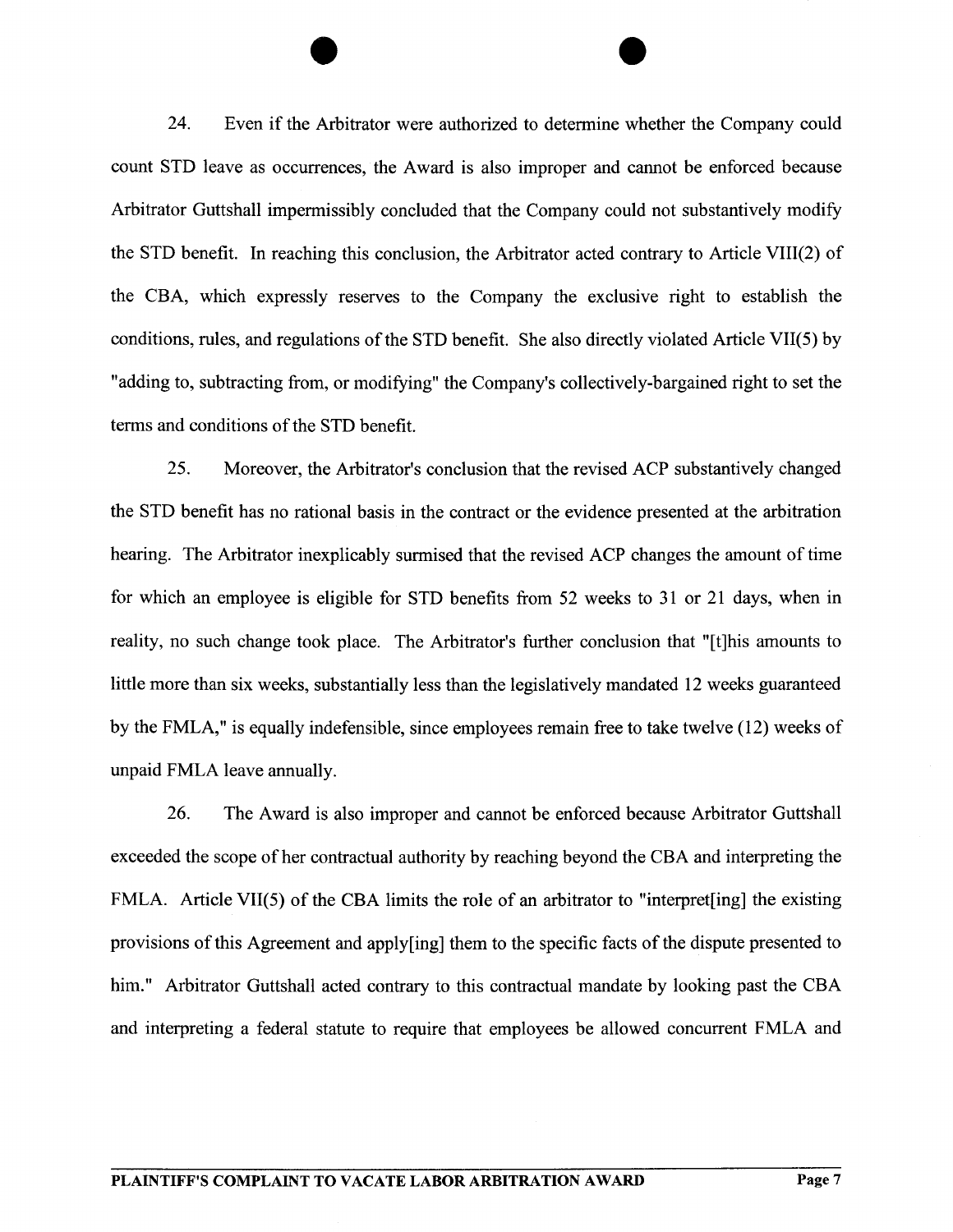24. Even if the Arbitrator were authorized to determine whether the Company could count STD leave as occurrences, the Award is also improper and cannot be enforced because Arbitrator Guttshall impermissibly concluded that the Company could not substantively modify the STD benefit. In reaching this conclusion, the Arbitrator acted contrary to Article VIII(2) of the CBA, which expressly reserves to the Company the exclusive right to establish the conditions, rules, and regulations of the STD benefit. She also directly violated Article VII(5) by "adding to, subtracting from, or modifying" the Company's collectively-bargained right to set the terms and conditions of the STD benefit.

25. Moreover, the Arbitrator's conclusion that the revised ACP substantively changed the STD benefit has no rational basis in the contract or the evidence presented at the arbitration hearing. The Arbitrator inexplicably surmised that the revised ACP changes the amount of time for which an employee is eligible for STD benefits from 52 weeks to 31 or 21 days, when in reality, no such change took place. The Arbitrator's further conclusion that "[t]his amounts to little more than six weeks, substantially less than the legislatively mandated 12 weeks guaranteed by the FMLA," is equally indefensible, since employees remain free to take twelve (12) weeks of unpaid FMLA leave annually.

26. The Award is also improper and cannot be enforced because Arbitrator Guttshall exceeded the scope of her contractual authority by reaching beyond the CBA and interpreting the FMLA. Article VII(5) of the CBA limits the role of an arbitrator to "interpret[ing] the existing provisions of this Agreement and apply[ing] them to the specific facts of the dispute presented to him." Arbitrator Guttshall acted contrary to this contractual mandate by looking past the CBA and interpreting a federal statute to require that employees be allowed concurrent FMLA and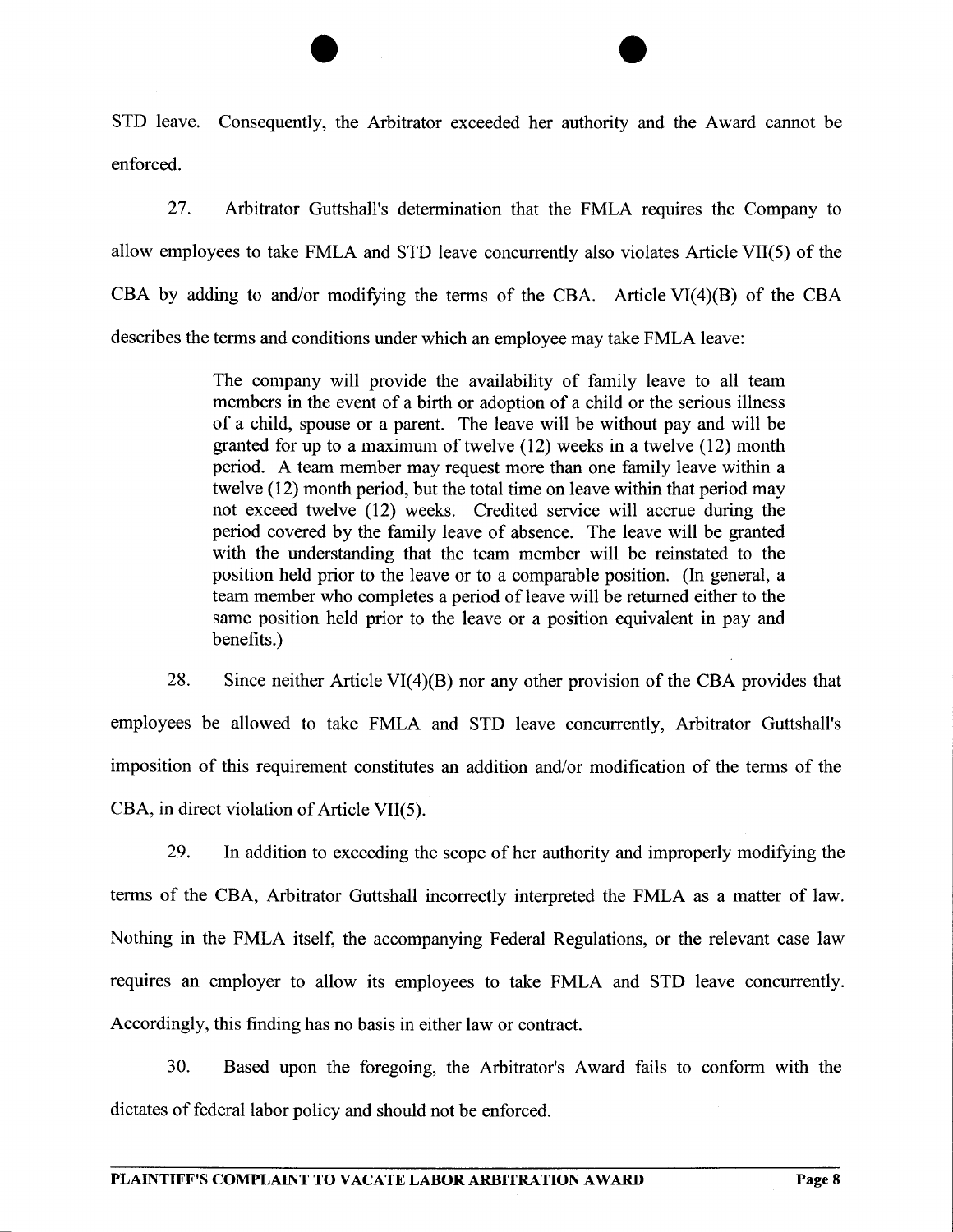STD leave. Consequently, the Arbitrator exceeded her authority and the Award cannot be enforced.

27. Arbitrator Guttshall's determination that the FMLA requires the Company to allow employees to take FMLA and STD leave concurrently also violates Article VII(5) of the CBA by adding to and/or modifying the terms of the CBA. Article VI(4)(B) of the CBA describes the terms and conditions under which an employee may take FMLA leave:

> The company will provide the availability of family leave to all team members in the event of a birth or adoption of a child or the serious illness of a child, spouse or a parent. The leave will be without pay and will be granted for up to a maximum of twelve (12) weeks in a twelve (12) month period. A team member may request more than one family leave within a twelve (12) month period, but the total time on leave within that period may not exceed twelve (12) weeks. Credited service will accrue during the period covered by the family leave of absence. The leave will be granted with the understanding that the team member will be reinstated to the position held prior to the leave or to a comparable position. (In general, a team member who completes a period of leave will be returned either to the same position held prior to the leave or a position equivalent in pay and benefits.)

28. Since neither Article VI(4)(B) nor any other provision of the CBA provides that employees be allowed to take FMLA and STD leave concurrently, Arbitrator Guttshall's imposition of this requirement constitutes an addition and/or modification of the terms of the CBA, in direct violation of Article VII(5).

29. In addition to exceeding the scope of her authority and improperly modifying the terms of the CBA, Arbitrator Guttshall incorrectly interpreted the FMLA as a matter of law. Nothing in the FMLA itself, the accompanying Federal Regulations, or the relevant case law requires an employer to allow its employees to take FMLA and STD leave concurrently. Accordingly, this finding has no basis in either law or contract.

30. Based upon the foregoing, the Arbitrator's Award fails to conform with the dictates of federal labor policy and should not be enforced.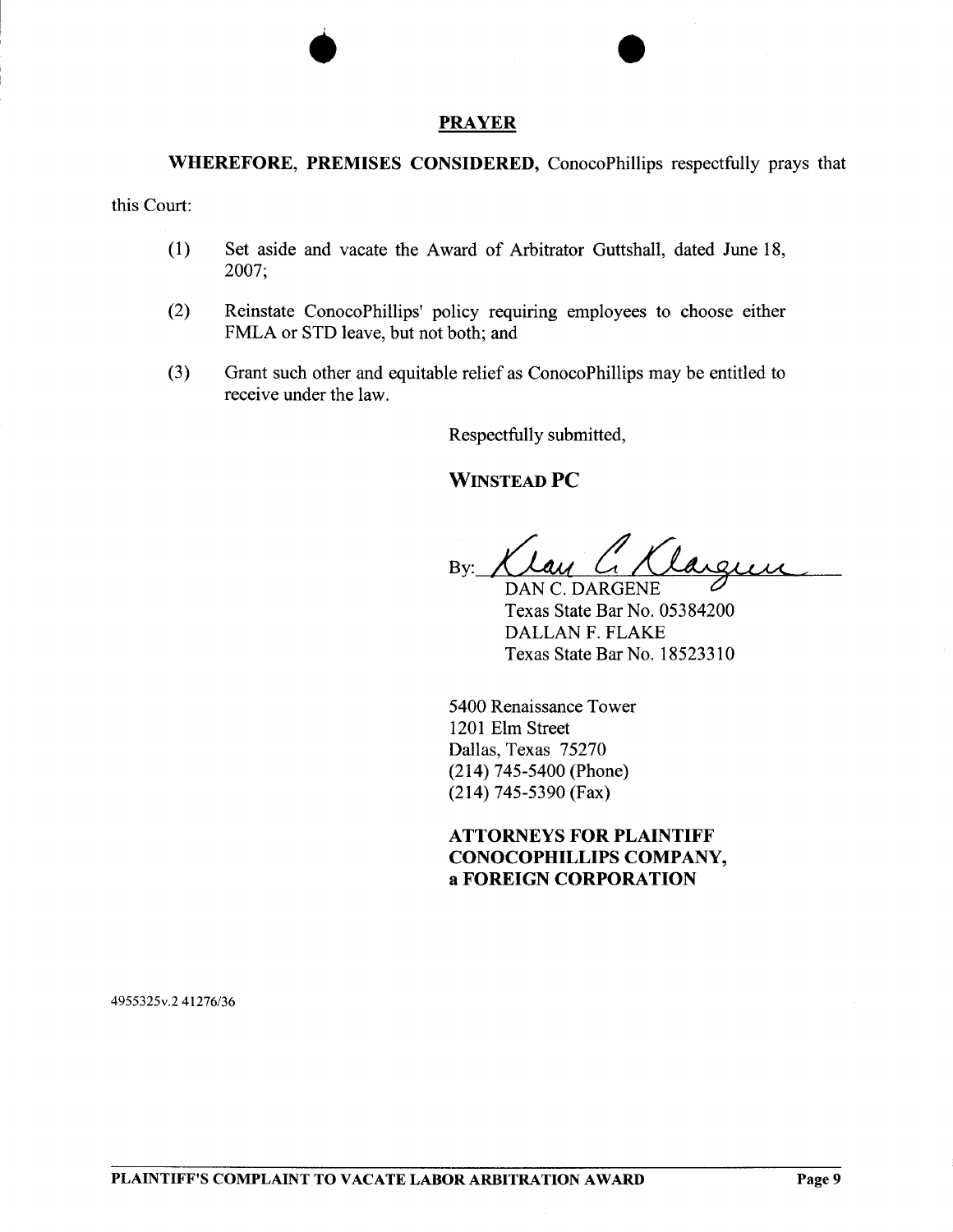## PRAYER

**WHEREFORE, PREMISES CONSIDERED,** ConocoPhillips respectfully prays that this Court:

(1) Set aside and vacate the Award of Arbitrator Guttshall, dated June 18, 2007;

(2) Reinstate ConocoPhillips' policy requiring employees to choose either FMLA or STD leave, but not both; and

(3) Grant such other and equitable relief as ConocoPhillips may be entitled to receive under the law.

Respectfully submitted,

**WINSTEAD PC**

By: ______________________
DAN C. DARGENE
Texas State Bar No. 05384200
DALLAN F. FLAKE
Texas State Bar No. 18523310

5400 Renaissance Tower
1201 Elm Street
Dallas, Texas 75270
(214) 745-5400 (Phone)
(214) 745-5390 (Fax)

**ATTORNEYS FOR PLAINTIFF CONOCOPHILLIPS COMPANY, a FOREIGN CORPORATION**

4955325v.2 41276/36